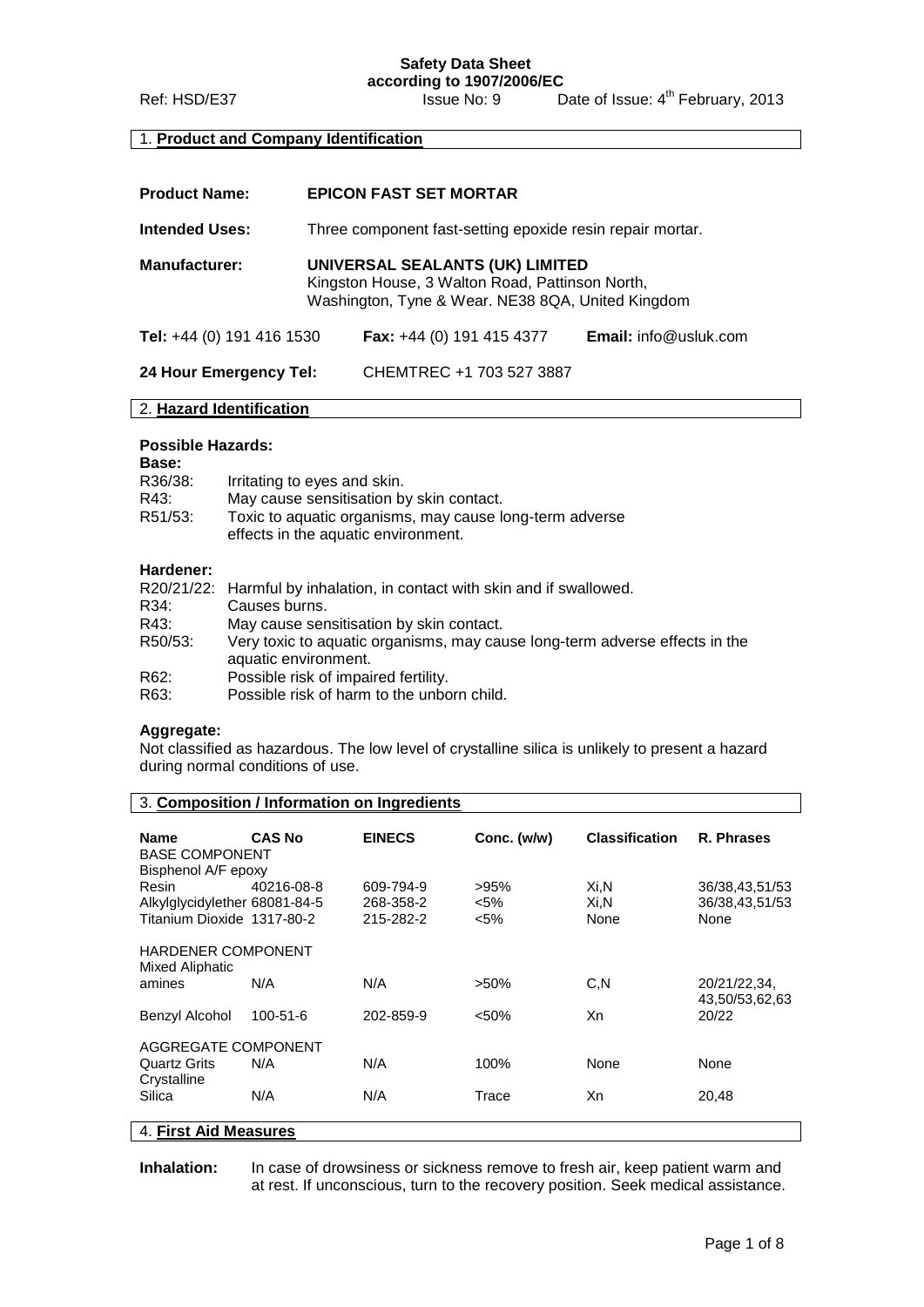# Safety Data Sheet according to 1907/2006/EC

Ref: HSD/E37 Issue No: 9 Date of Issue: 4th February, 2013

## 1. Product and Company Identification

**Product Name:** **EPICON FAST SET MORTAR**

**Intended Uses:** Three component fast-setting epoxide resin repair mortar.

**Manufacturer:** **UNIVERSAL SEALANTS (UK) LIMITED**
Kingston House, 3 Walton Road, Pattinson North,
Washington, Tyne & Wear. NE38 8QA, United Kingdom

**Tel:** +44 (0) 191 416 1530 **Fax:** +44 (0) 191 415 4377 **Email:** info@usluk.com

**24 Hour Emergency Tel:** CHEMTREC +1 703 527 3887

## 2. Hazard Identification

**Possible Hazards:**

**Base:**

R36/38: Irritating to eyes and skin.
R43: May cause sensitisation by skin contact.
R51/53: Toxic to aquatic organisms, may cause long-term adverse effects in the aquatic environment.

**Hardener:**

R20/21/22: Harmful by inhalation, in contact with skin and if swallowed.
R34: Causes burns.
R43: May cause sensitisation by skin contact.
R50/53: Very toxic to aquatic organisms, may cause long-term adverse effects in the aquatic environment.
R62: Possible risk of impaired fertility.
R63: Possible risk of harm to the unborn child.

**Aggregate:**

Not classified as hazardous. The low level of crystalline silica is unlikely to present a hazard during normal conditions of use.

## 3. Composition / Information on Ingredients

| Name | CAS No | EINECS | Conc. (w/w) | Classification | R. Phrases |
|---|---|---|---|---|---|
| BASE COMPONENT | | | | | |
| Bisphenol A/F epoxy Resin | 40216-08-8 | 609-794-9 | >95% | Xi,N | 36/38,43,51/53 |
| Alkylglycidylether | 68081-84-5 | 268-358-2 | <5% | Xi,N | 36/38,43,51/53 |
| Titanium Dioxide | 1317-80-2 | 215-282-2 | <5% | None | None |
| HARDENER COMPONENT | | | | | |
| Mixed Aliphatic amines | N/A | N/A | >50% | C,N | 20/21/22,34, 43,50/53,62,63 |
| Benzyl Alcohol | 100-51-6 | 202-859-9 | <50% | Xn | 20/22 |
| AGGREGATE COMPONENT | | | | | |
| Quartz Grits | N/A | N/A | 100% | None | None |
| Crystalline Silica | N/A | N/A | Trace | Xn | 20,48 |

## 4. First Aid Measures

**Inhalation:** In case of drowsiness or sickness remove to fresh air, keep patient warm and at rest. If unconscious, turn to the recovery position. Seek medical assistance.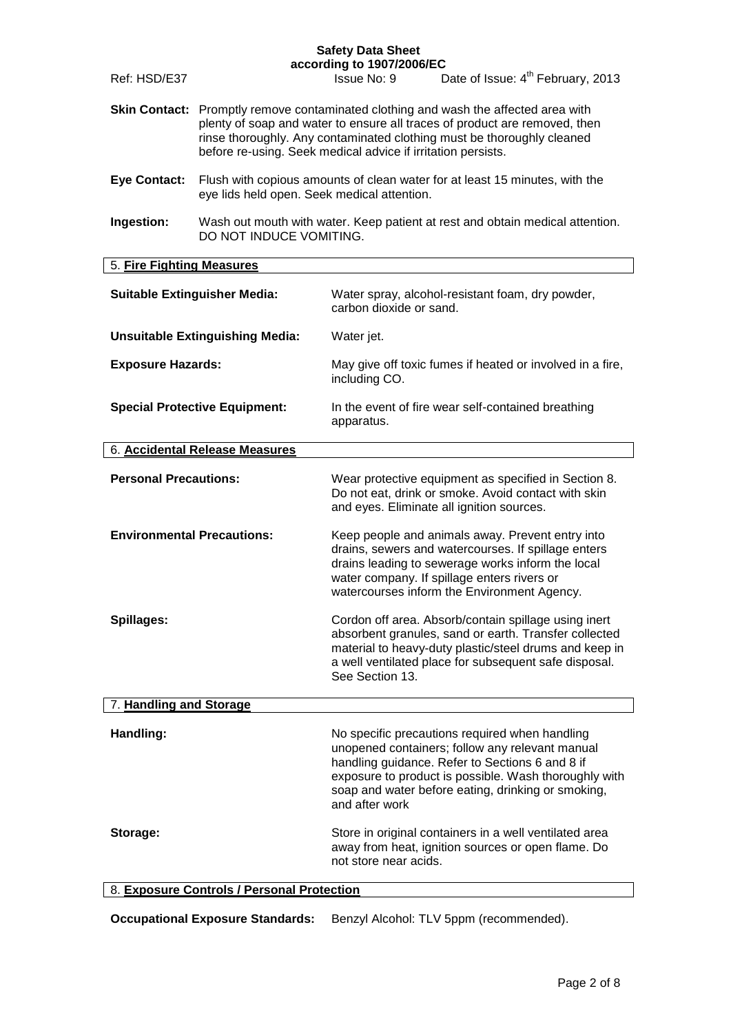**Skin Contact:** Promptly remove contaminated clothing and wash the affected area with plenty of soap and water to ensure all traces of product are removed, then rinse thoroughly. Any contaminated clothing must be thoroughly cleaned before re-using. Seek medical advice if irritation persists.

**Eye Contact:** Flush with copious amounts of clean water for at least 15 minutes, with the eye lids held open. Seek medical attention.

**Ingestion:** Wash out mouth with water. Keep patient at rest and obtain medical attention. DO NOT INDUCE VOMITING.

## 5. Fire Fighting Measures

**Suitable Extinguisher Media:** Water spray, alcohol-resistant foam, dry powder, carbon dioxide or sand.

**Unsuitable Extinguishing Media:** Water jet.

**Exposure Hazards:** May give off toxic fumes if heated or involved in a fire, including CO.

**Special Protective Equipment:** In the event of fire wear self-contained breathing apparatus.

## 6. Accidental Release Measures

**Personal Precautions:** Wear protective equipment as specified in Section 8. Do not eat, drink or smoke. Avoid contact with skin and eyes. Eliminate all ignition sources.

**Environmental Precautions:** Keep people and animals away. Prevent entry into drains, sewers and watercourses. If spillage enters drains leading to sewerage works inform the local water company. If spillage enters rivers or watercourses inform the Environment Agency.

**Spillages:** Cordon off area. Absorb/contain spillage using inert absorbent granules, sand or earth. Transfer collected material to heavy-duty plastic/steel drums and keep in a well ventilated place for subsequent safe disposal. See Section 13.

## 7. Handling and Storage

**Handling:** No specific precautions required when handling unopened containers; follow any relevant manual handling guidance. Refer to Sections 6 and 8 if exposure to product is possible. Wash thoroughly with soap and water before eating, drinking or smoking, and after work

**Storage:** Store in original containers in a well ventilated area away from heat, ignition sources or open flame. Do not store near acids.

## 8. Exposure Controls / Personal Protection

**Occupational Exposure Standards:** Benzyl Alcohol: TLV 5ppm (recommended).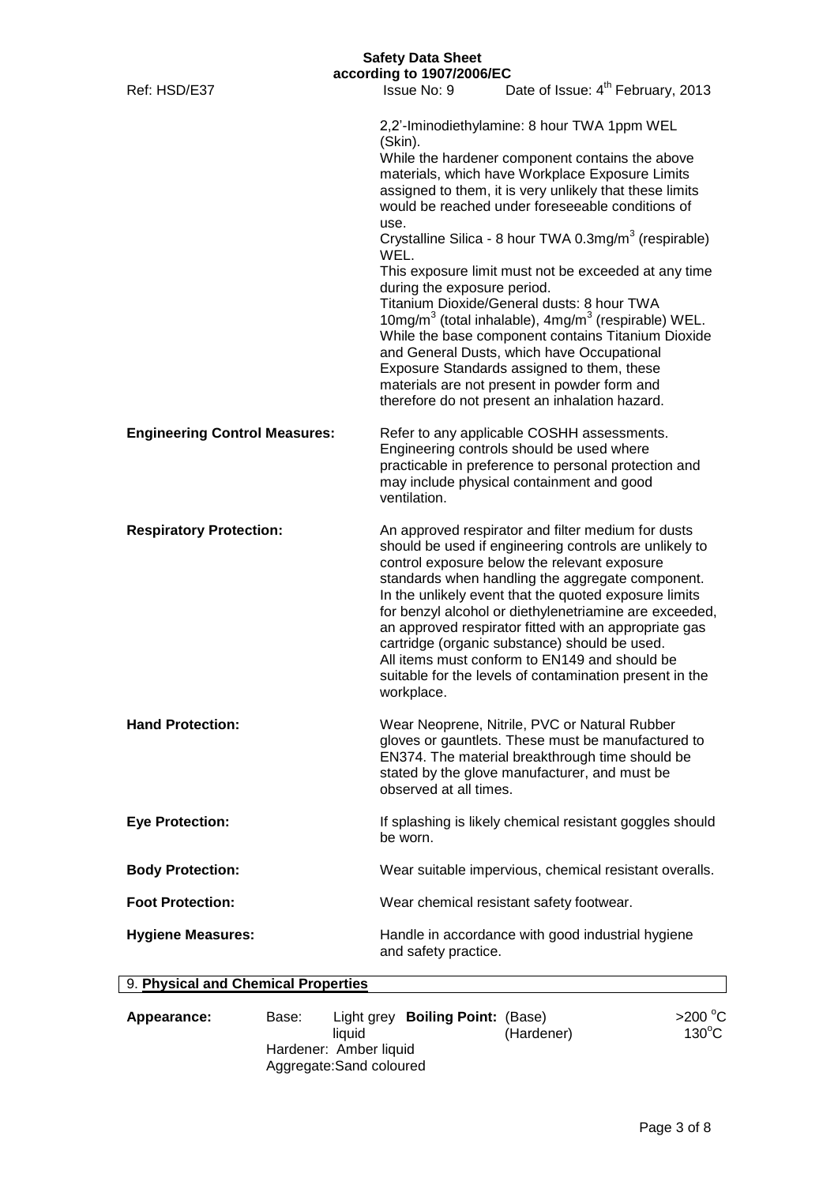2,2'-Iminodiethylamine: 8 hour TWA 1ppm WEL (Skin).
While the hardener component contains the above materials, which have Workplace Exposure Limits assigned to them, it is very unlikely that these limits would be reached under foreseeable conditions of use.
Crystalline Silica - 8 hour TWA 0.3mg/m$^3$ (respirable) WEL.
This exposure limit must not be exceeded at any time during the exposure period.
Titanium Dioxide/General dusts: 8 hour TWA 10mg/m$^3$ (total inhalable), 4mg/m$^3$ (respirable) WEL.
While the base component contains Titanium Dioxide and General Dusts, which have Occupational Exposure Standards assigned to them, these materials are not present in powder form and therefore do not present an inhalation hazard.

**Engineering Control Measures:** Refer to any applicable COSHH assessments. Engineering controls should be used where practicable in preference to personal protection and may include physical containment and good ventilation.

**Respiratory Protection:** An approved respirator and filter medium for dusts should be used if engineering controls are unlikely to control exposure below the relevant exposure standards when handling the aggregate component. In the unlikely event that the quoted exposure limits for benzyl alcohol or diethylenetriamine are exceeded, an approved respirator fitted with an appropriate gas cartridge (organic substance) should be used. All items must conform to EN149 and should be suitable for the levels of contamination present in the workplace.

**Hand Protection:** Wear Neoprene, Nitrile, PVC or Natural Rubber gloves or gauntlets. These must be manufactured to EN374. The material breakthrough time should be stated by the glove manufacturer, and must be observed at all times.

**Eye Protection:** If splashing is likely chemical resistant goggles should be worn.

**Body Protection:** Wear suitable impervious, chemical resistant overalls.

**Foot Protection:** Wear chemical resistant safety footwear.

**Hygiene Measures:** Handle in accordance with good industrial hygiene and safety practice.

## 9. Physical and Chemical Properties

**Appearance:**
Base: Light grey liquid
Hardener: Amber liquid
Aggregate: Sand coloured

**Boiling Point:**
(Base) >200 °C
(Hardener) 130°C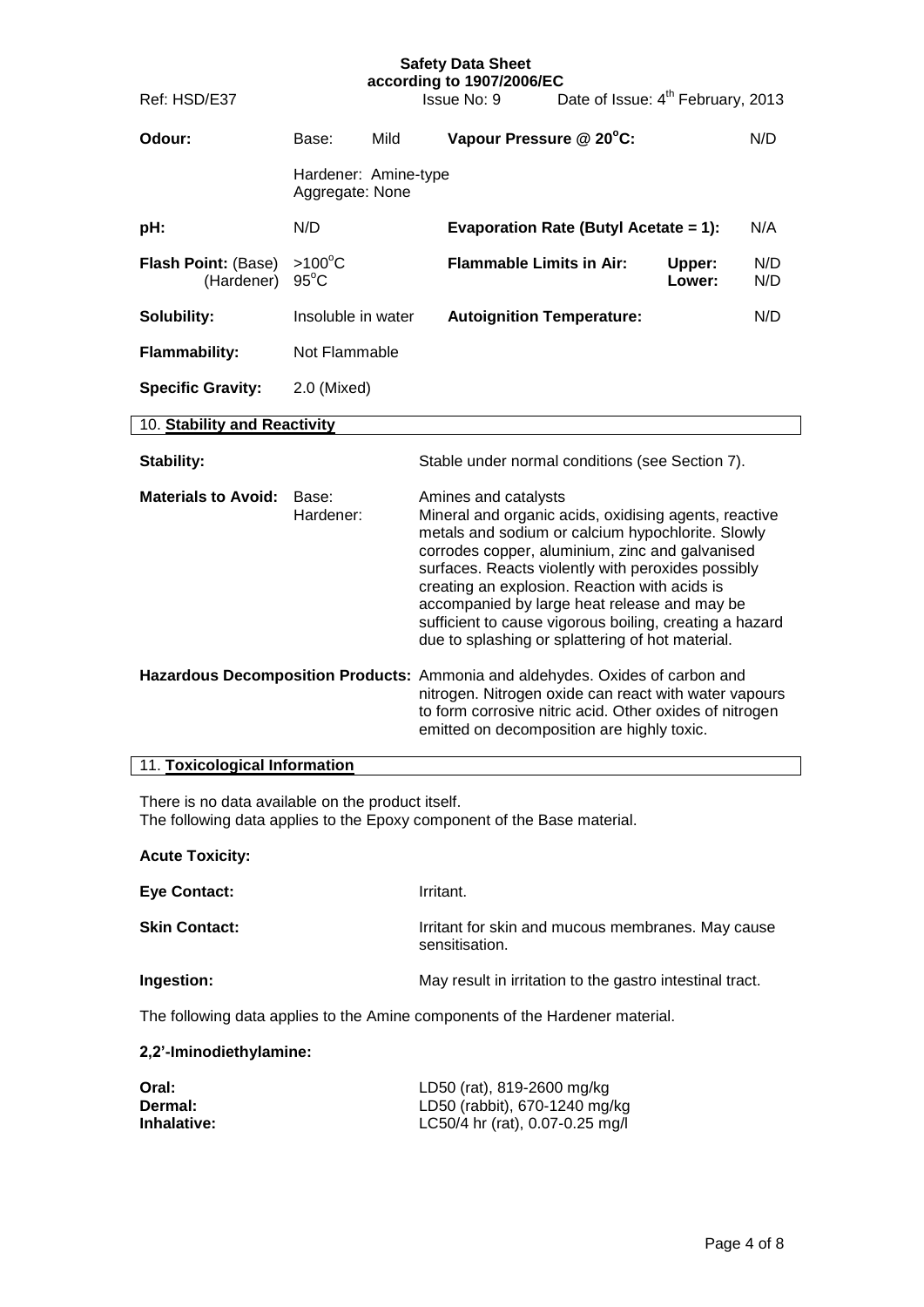| | | | | |
|---|---|---|---|---|
| **Odour:** | Base: Mild<br>Hardener: Amine-type<br>Aggregate: None | **Vapour Pressure @ 20°C:** | | N/D |
| **pH:** | N/D | **Evaporation Rate (Butyl Acetate = 1):** | | N/A |
| **Flash Point:** (Base)<br>(Hardener) | >100°C<br>95°C | **Flammable Limits in Air:** | **Upper:**<br>**Lower:** | N/D<br>N/D |
| **Solubility:** | Insoluble in water | **Autoignition Temperature:** | | N/D |
| **Flammability:** | Not Flammable | | | |
| **Specific Gravity:** | 2.0 (Mixed) | | | |

## 10. Stability and Reactivity

**Stability:** Stable under normal conditions (see Section 7).

**Materials to Avoid:**

Base: Amines and catalysts

Hardener: Mineral and organic acids, oxidising agents, reactive metals and sodium or calcium hypochlorite. Slowly corrodes copper, aluminium, zinc and galvanised surfaces. Reacts violently with peroxides possibly creating an explosion. Reaction with acids is accompanied by large heat release and may be sufficient to cause vigorous boiling, creating a hazard due to splashing or splattering of hot material.

**Hazardous Decomposition Products:** Ammonia and aldehydes. Oxides of carbon and nitrogen. Nitrogen oxide can react with water vapours to form corrosive nitric acid. Other oxides of nitrogen emitted on decomposition are highly toxic.

## 11. Toxicological Information

There is no data available on the product itself.
The following data applies to the Epoxy component of the Base material.

**Acute Toxicity:**

**Eye Contact:** Irritant.

**Skin Contact:** Irritant for skin and mucous membranes. May cause sensitisation.

**Ingestion:** May result in irritation to the gastro intestinal tract.

The following data applies to the Amine components of the Hardener material.

**2,2'-Iminodiethylamine:**

**Oral:** LD50 (rat), 819-2600 mg/kg
**Dermal:** LD50 (rabbit), 670-1240 mg/kg
**Inhalative:** LC50/4 hr (rat), 0.07-0.25 mg/l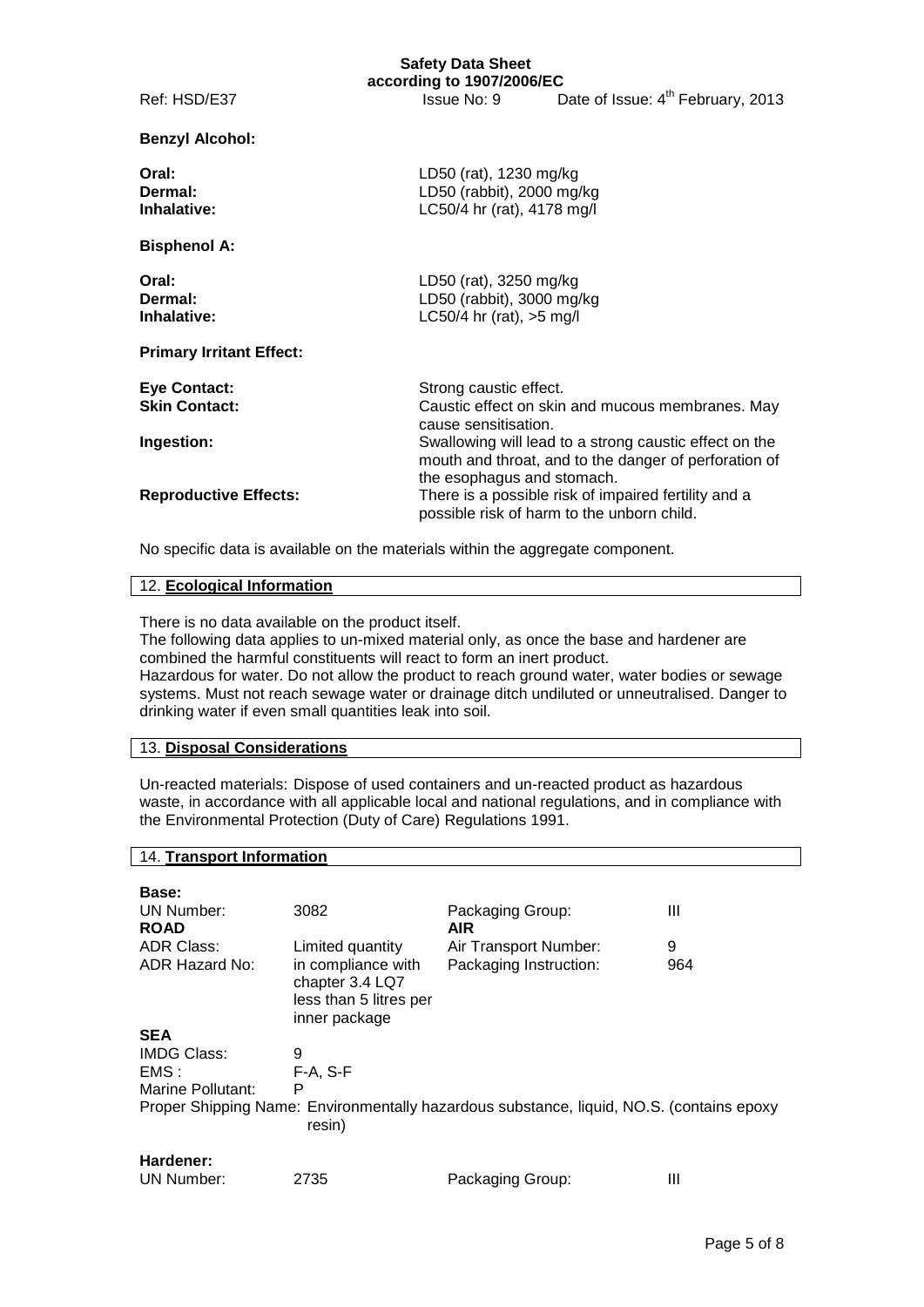**Benzyl Alcohol:**

| | |
|---|---|
| **Oral:** | LD50 (rat), 1230 mg/kg |
| **Dermal:** | LD50 (rabbit), 2000 mg/kg |
| **Inhalative:** | LC50/4 hr (rat), 4178 mg/l |

**Bisphenol A:**

| | |
|---|---|
| **Oral:** | LD50 (rat), 3250 mg/kg |
| **Dermal:** | LD50 (rabbit), 3000 mg/kg |
| **Inhalative:** | LC50/4 hr (rat), >5 mg/l |

**Primary Irritant Effect:**

| | |
|---|---|
| **Eye Contact:** | Strong caustic effect. |
| **Skin Contact:** | Caustic effect on skin and mucous membranes. May cause sensitisation. |
| **Ingestion:** | Swallowing will lead to a strong caustic effect on the mouth and throat, and to the danger of perforation of the esophagus and stomach. |
| **Reproductive Effects:** | There is a possible risk of impaired fertility and a possible risk of harm to the unborn child. |

No specific data is available on the materials within the aggregate component.

## 12. Ecological Information

There is no data available on the product itself.
The following data applies to un-mixed material only, as once the base and hardener are combined the harmful constituents will react to form an inert product.
Hazardous for water. Do not allow the product to reach ground water, water bodies or sewage systems. Must not reach sewage water or drainage ditch undiluted or unneutralised. Danger to drinking water if even small quantities leak into soil.

## 13. Disposal Considerations

Un-reacted materials: Dispose of used containers and un-reacted product as hazardous waste, in accordance with all applicable local and national regulations, and in compliance with the Environmental Protection (Duty of Care) Regulations 1991.

## 14. Transport Information

**Base:**

| | | | |
|---|---|---|---|
| UN Number: | 3082 | Packaging Group: | III |
| **ROAD** | | **AIR** | |
| ADR Class: | Limited quantity | Air Transport Number: | 9 |
| ADR Hazard No: | in compliance with chapter 3.4 LQ7 less than 5 litres per inner package | Packaging Instruction: | 964 |

**SEA**

| | |
|---|---|
| IMDG Class: | 9 |
| EMS : | F-A, S-F |
| Marine Pollutant: | P |

Proper Shipping Name: Environmentally hazardous substance, liquid, NO.S. (contains epoxy resin)

**Hardener:**

| | | | |
|---|---|---|---|
| UN Number: | 2735 | Packaging Group: | III |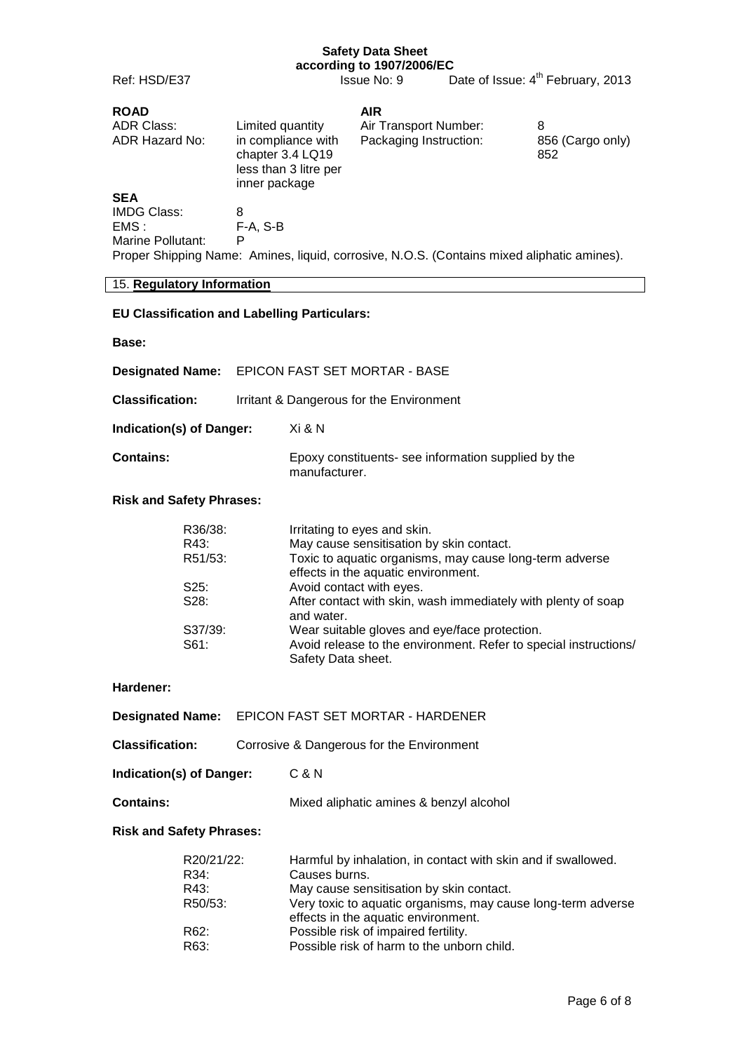**ROAD**

| | |
|---|---|
| ADR Class: | Limited quantity |
| ADR Hazard No: | in compliance with chapter 3.4 LQ19 less than 3 litre per inner package |

**AIR**

| | |
|---|---|
| Air Transport Number: | 8 |
| Packaging Instruction: | 856 (Cargo only) 852 |

**SEA**

| | |
|---|---|
| IMDG Class: | 8 |
| EMS : | F-A, S-B |
| Marine Pollutant: | P |

Proper Shipping Name: Amines, liquid, corrosive, N.O.S. (Contains mixed aliphatic amines).

## 15. Regulatory Information

**EU Classification and Labelling Particulars:**

**Base:**

**Designated Name:** EPICON FAST SET MORTAR - BASE

**Classification:** Irritant & Dangerous for the Environment

**Indication(s) of Danger:** Xi & N

**Contains:** Epoxy constituents- see information supplied by the manufacturer.

**Risk and Safety Phrases:**

| | |
|---|---|
| R36/38: | Irritating to eyes and skin. |
| R43: | May cause sensitisation by skin contact. |
| R51/53: | Toxic to aquatic organisms, may cause long-term adverse effects in the aquatic environment. |
| S25: | Avoid contact with eyes. |
| S28: | After contact with skin, wash immediately with plenty of soap and water. |
| S37/39: | Wear suitable gloves and eye/face protection. |
| S61: | Avoid release to the environment. Refer to special instructions/ Safety Data sheet. |

**Hardener:**

**Designated Name:** EPICON FAST SET MORTAR - HARDENER

**Classification:** Corrosive & Dangerous for the Environment

**Indication(s) of Danger:** C & N

**Contains:** Mixed aliphatic amines & benzyl alcohol

**Risk and Safety Phrases:**

| | |
|---|---|
| R20/21/22: | Harmful by inhalation, in contact with skin and if swallowed. |
| R34: | Causes burns. |
| R43: | May cause sensitisation by skin contact. |
| R50/53: | Very toxic to aquatic organisms, may cause long-term adverse effects in the aquatic environment. |
| R62: | Possible risk of impaired fertility. |
| R63: | Possible risk of harm to the unborn child. |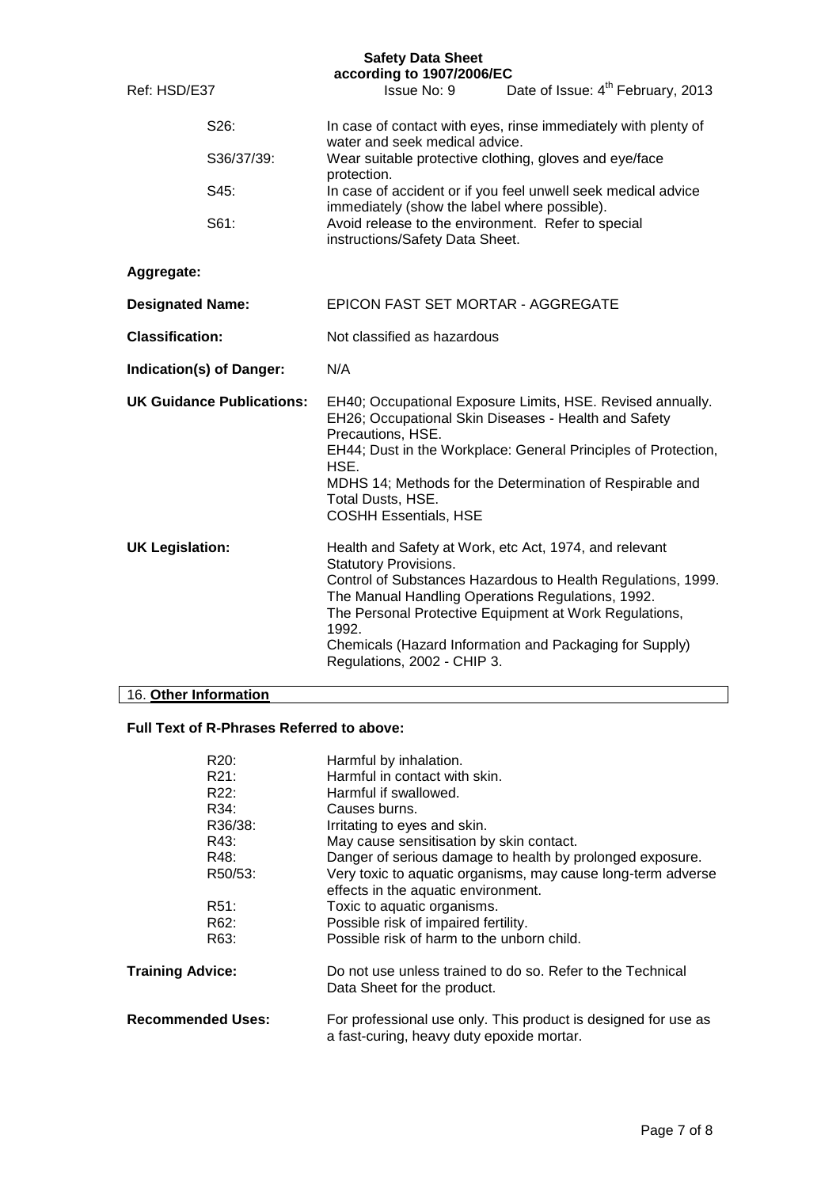| | |
|---|---|
| S26: | In case of contact with eyes, rinse immediately with plenty of water and seek medical advice. |
| S36/37/39: | Wear suitable protective clothing, gloves and eye/face protection. |
| S45: | In case of accident or if you feel unwell seek medical advice immediately (show the label where possible). |
| S61: | Avoid release to the environment. Refer to special instructions/Safety Data Sheet. |

**Aggregate:**

| | |
|---|---|
| **Designated Name:** | EPICON FAST SET MORTAR - AGGREGATE |
| **Classification:** | Not classified as hazardous |
| **Indication(s) of Danger:** | N/A |
| **UK Guidance Publications:** | EH40; Occupational Exposure Limits, HSE. Revised annually.<br>EH26; Occupational Skin Diseases - Health and Safety Precautions, HSE.<br>EH44; Dust in the Workplace: General Principles of Protection, HSE.<br>MDHS 14; Methods for the Determination of Respirable and Total Dusts, HSE.<br>COSHH Essentials, HSE |
| **UK Legislation:** | Health and Safety at Work, etc Act, 1974, and relevant Statutory Provisions.<br>Control of Substances Hazardous to Health Regulations, 1999.<br>The Manual Handling Operations Regulations, 1992.<br>The Personal Protective Equipment at Work Regulations, 1992.<br>Chemicals (Hazard Information and Packaging for Supply) Regulations, 2002 - CHIP 3. |

## 16. Other Information

**Full Text of R-Phrases Referred to above:**

| | |
|---|---|
| R20: | Harmful by inhalation. |
| R21: | Harmful in contact with skin. |
| R22: | Harmful if swallowed. |
| R34: | Causes burns. |
| R36/38: | Irritating to eyes and skin. |
| R43: | May cause sensitisation by skin contact. |
| R48: | Danger of serious damage to health by prolonged exposure. |
| R50/53: | Very toxic to aquatic organisms, may cause long-term adverse effects in the aquatic environment. |
| R51: | Toxic to aquatic organisms. |
| R62: | Possible risk of impaired fertility. |
| R63: | Possible risk of harm to the unborn child. |

| | |
|---|---|
| **Training Advice:** | Do not use unless trained to do so. Refer to the Technical Data Sheet for the product. |
| **Recommended Uses:** | For professional use only. This product is designed for use as a fast-curing, heavy duty epoxide mortar. |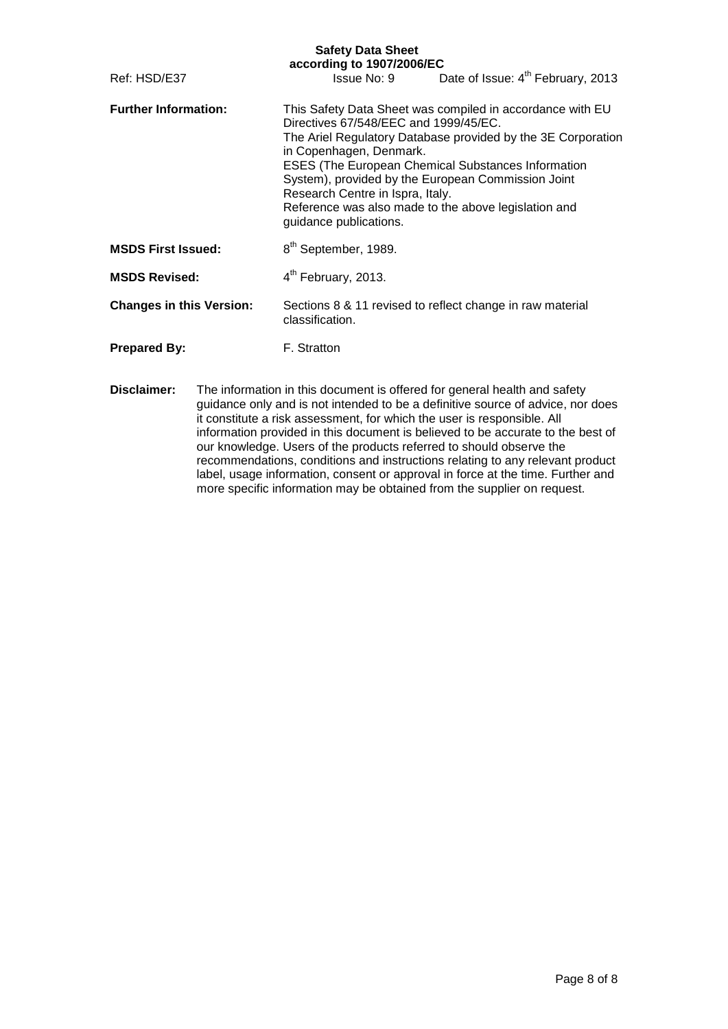**Further Information:** This Safety Data Sheet was compiled in accordance with EU Directives 67/548/EEC and 1999/45/EC.
The Ariel Regulatory Database provided by the 3E Corporation in Copenhagen, Denmark.
ESES (The European Chemical Substances Information System), provided by the European Commission Joint Research Centre in Ispra, Italy.
Reference was also made to the above legislation and guidance publications.

**MSDS First Issued:** 8th September, 1989.

**MSDS Revised:** 4th February, 2013.

**Changes in this Version:** Sections 8 & 11 revised to reflect change in raw material classification.

**Prepared By:** F. Stratton

**Disclaimer:** The information in this document is offered for general health and safety guidance only and is not intended to be a definitive source of advice, nor does it constitute a risk assessment, for which the user is responsible. All information provided in this document is believed to be accurate to the best of our knowledge. Users of the products referred to should observe the recommendations, conditions and instructions relating to any relevant product label, usage information, consent or approval in force at the time. Further and more specific information may be obtained from the supplier on request.